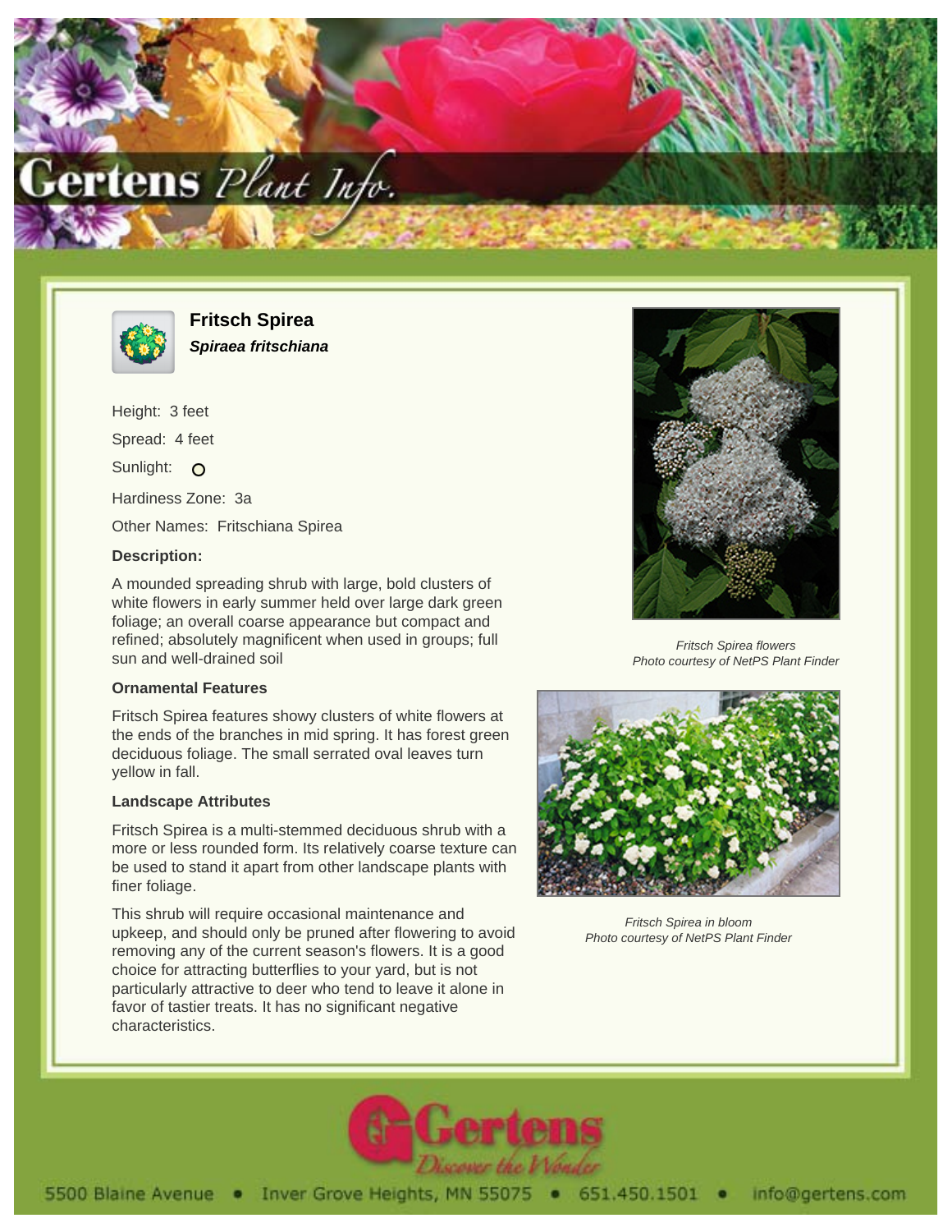# Fritsch Spirea

***Spiraea fritschiana***

Height: 3 feet

Spread: 4 feet

Sunlight: ○

Hardiness Zone: 3a

Other Names: Fritschiana Spirea

**Description:**

A mounded spreading shrub with large, bold clusters of white flowers in early summer held over large dark green foliage; an overall coarse appearance but compact and refined; absolutely magnificent when used in groups; full sun and well-drained soil

### Ornamental Features

Fritsch Spirea features showy clusters of white flowers at the ends of the branches in mid spring. It has forest green deciduous foliage. The small serrated oval leaves turn yellow in fall.

### Landscape Attributes

Fritsch Spirea is a multi-stemmed deciduous shrub with a more or less rounded form. Its relatively coarse texture can be used to stand it apart from other landscape plants with finer foliage.

This shrub will require occasional maintenance and upkeep, and should only be pruned after flowering to avoid removing any of the current season's flowers. It is a good choice for attracting butterflies to your yard, but is not particularly attractive to deer who tend to leave it alone in favor of tastier treats. It has no significant negative characteristics.

*Fritsch Spirea flowers*
*Photo courtesy of NetPS Plant Finder*

*Fritsch Spirea in bloom*
*Photo courtesy of NetPS Plant Finder*

5500 Blaine Avenue • Inver Grove Heights, MN 55075 • 651.450.1501 • info@gertens.com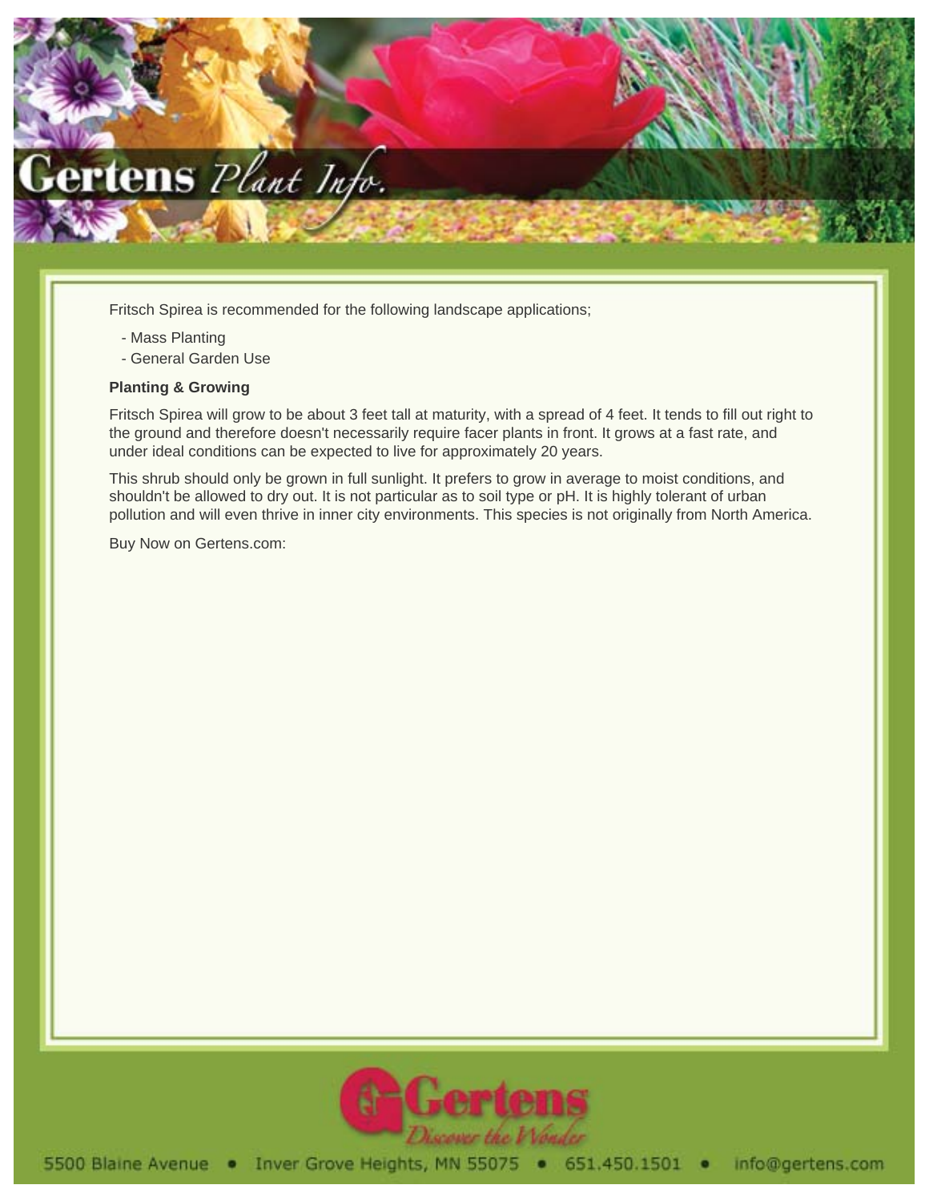Fritsch Spirea is recommended for the following landscape applications;

- Mass Planting
- General Garden Use

**Planting & Growing**

Fritsch Spirea will grow to be about 3 feet tall at maturity, with a spread of 4 feet. It tends to fill out right to the ground and therefore doesn't necessarily require facer plants in front. It grows at a fast rate, and under ideal conditions can be expected to live for approximately 20 years.

This shrub should only be grown in full sunlight. It prefers to grow in average to moist conditions, and shouldn't be allowed to dry out. It is not particular as to soil type or pH. It is highly tolerant of urban pollution and will even thrive in inner city environments. This species is not originally from North America.

Buy Now on Gertens.com: